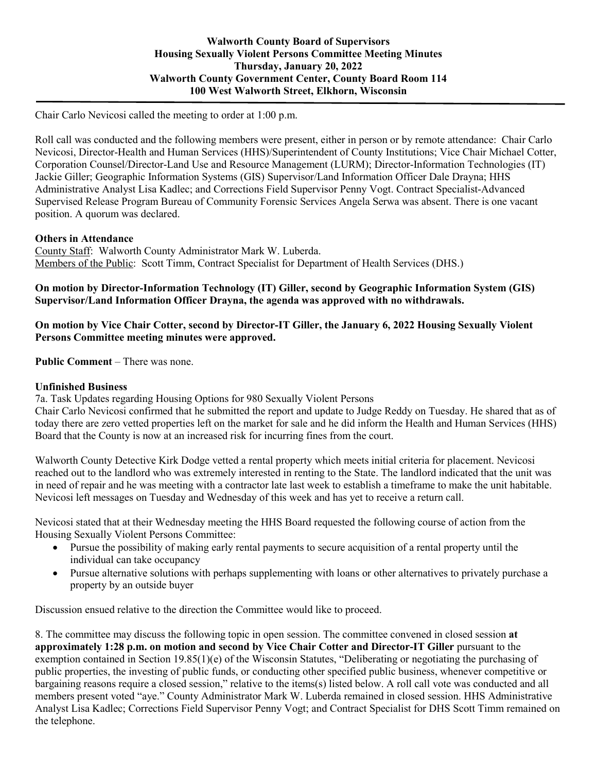**Walworth County Board of Supervisors**
**Housing Sexually Violent Persons Committee Meeting Minutes**
**Thursday, January 20, 2022**
**Walworth County Government Center, County Board Room 114**
**100 West Walworth Street, Elkhorn, Wisconsin**

Chair Carlo Nevicosi called the meeting to order at 1:00 p.m.

Roll call was conducted and the following members were present, either in person or by remote attendance: Chair Carlo Nevicosi, Director-Health and Human Services (HHS)/Superintendent of County Institutions; Vice Chair Michael Cotter, Corporation Counsel/Director-Land Use and Resource Management (LURM); Director-Information Technologies (IT) Jackie Giller; Geographic Information Systems (GIS) Supervisor/Land Information Officer Dale Drayna; HHS Administrative Analyst Lisa Kadlec; and Corrections Field Supervisor Penny Vogt. Contract Specialist-Advanced Supervised Release Program Bureau of Community Forensic Services Angela Serwa was absent. There is one vacant position. A quorum was declared.

**Others in Attendance**
County Staff: Walworth County Administrator Mark W. Luberda.
Members of the Public: Scott Timm, Contract Specialist for Department of Health Services (DHS.)

**On motion by Director-Information Technology (IT) Giller, second by Geographic Information System (GIS) Supervisor/Land Information Officer Drayna, the agenda was approved with no withdrawals.**

**On motion by Vice Chair Cotter, second by Director-IT Giller, the January 6, 2022 Housing Sexually Violent Persons Committee meeting minutes were approved.**

**Public Comment** – There was none.

**Unfinished Business**
7a. Task Updates regarding Housing Options for 980 Sexually Violent Persons
Chair Carlo Nevicosi confirmed that he submitted the report and update to Judge Reddy on Tuesday. He shared that as of today there are zero vetted properties left on the market for sale and he did inform the Health and Human Services (HHS) Board that the County is now at an increased risk for incurring fines from the court.

Walworth County Detective Kirk Dodge vetted a rental property which meets initial criteria for placement. Nevicosi reached out to the landlord who was extremely interested in renting to the State. The landlord indicated that the unit was in need of repair and he was meeting with a contractor late last week to establish a timeframe to make the unit habitable. Nevicosi left messages on Tuesday and Wednesday of this week and has yet to receive a return call.

Nevicosi stated that at their Wednesday meeting the HHS Board requested the following course of action from the Housing Sexually Violent Persons Committee:

- Pursue the possibility of making early rental payments to secure acquisition of a rental property until the individual can take occupancy
- Pursue alternative solutions with perhaps supplementing with loans or other alternatives to privately purchase a property by an outside buyer

Discussion ensued relative to the direction the Committee would like to proceed.

8. The committee may discuss the following topic in open session. The committee convened in closed session **at approximately 1:28 p.m. on motion and second by Vice Chair Cotter and Director-IT Giller** pursuant to the exemption contained in Section 19.85(1)(e) of the Wisconsin Statutes, "Deliberating or negotiating the purchasing of public properties, the investing of public funds, or conducting other specified public business, whenever competitive or bargaining reasons require a closed session," relative to the items(s) listed below. A roll call vote was conducted and all members present voted "aye." County Administrator Mark W. Luberda remained in closed session. HHS Administrative Analyst Lisa Kadlec; Corrections Field Supervisor Penny Vogt; and Contract Specialist for DHS Scott Timm remained on the telephone.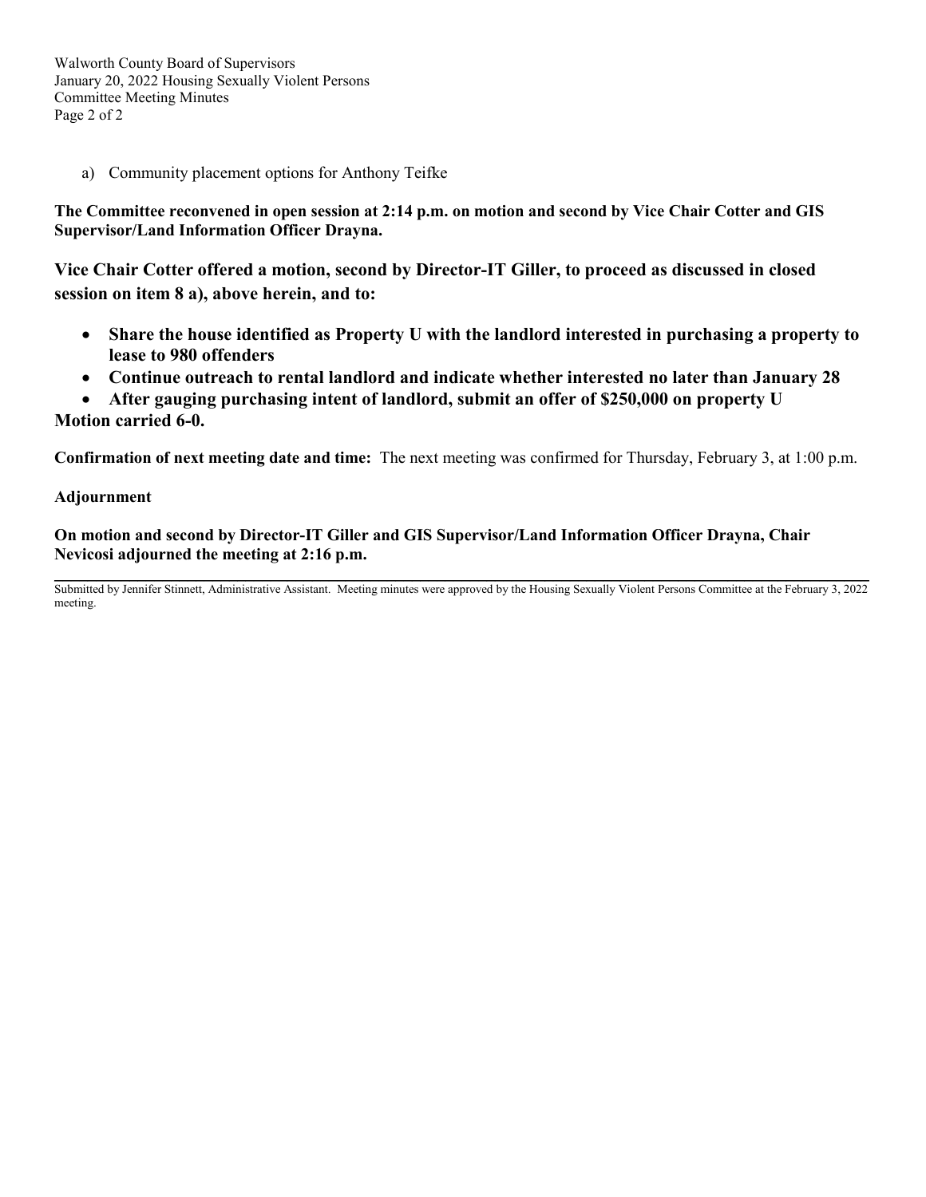a) Community placement options for Anthony Teifke

**The Committee reconvened in open session at 2:14 p.m. on motion and second by Vice Chair Cotter and GIS Supervisor/Land Information Officer Drayna.**

**Vice Chair Cotter offered a motion, second by Director-IT Giller, to proceed as discussed in closed session on item 8 a), above herein, and to:**

- **Share the house identified as Property U with the landlord interested in purchasing a property to lease to 980 offenders**
- **Continue outreach to rental landlord and indicate whether interested no later than January 28**
- **After gauging purchasing intent of landlord, submit an offer of $250,000 on property U**

**Motion carried 6-0.**

**Confirmation of next meeting date and time:** The next meeting was confirmed for Thursday, February 3, at 1:00 p.m.

**Adjournment**

**On motion and second by Director-IT Giller and GIS Supervisor/Land Information Officer Drayna, Chair Nevicosi adjourned the meeting at 2:16 p.m.**

---

Submitted by Jennifer Stinnett, Administrative Assistant. Meeting minutes were approved by the Housing Sexually Violent Persons Committee at the February 3, 2022 meeting.